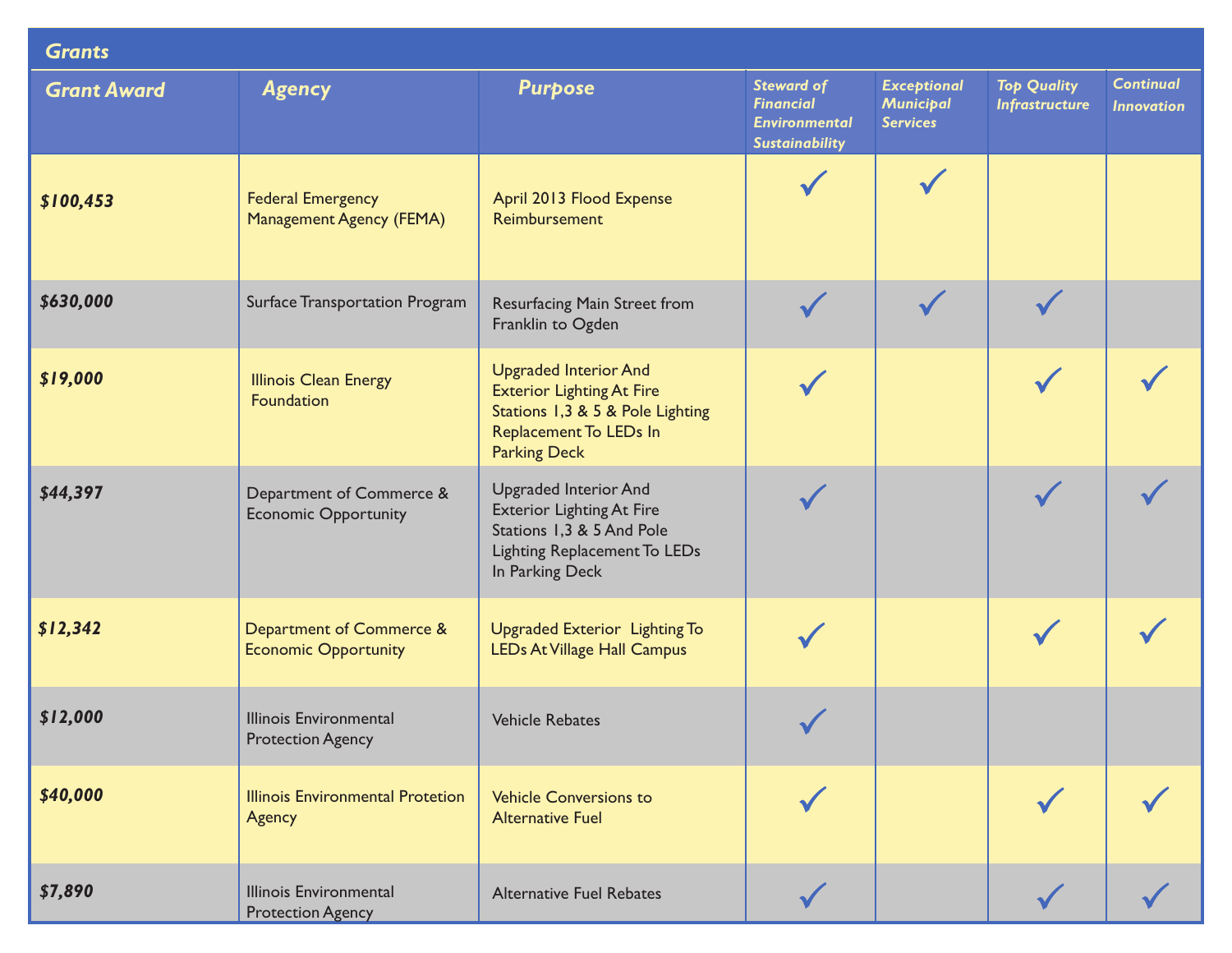## *Grants*

| Grant Award | Agency | Purpose | Steward of Financial Environmental Sustainability | Exceptional Municipal Services | Top Quality Infrastructure | Continual Innovation |
|---|---|---|---|---|---|---|
| ***$100,453*** | Federal Emergency Management Agency (FEMA) | April 2013 Flood Expense Reimbursement | ✓ | ✓ | | |
| ***$630,000*** | Surface Transportation Program | Resurfacing Main Street from Franklin to Ogden | ✓ | ✓ | ✓ | |
| ***$19,000*** | Illinois Clean Energy Foundation | Upgraded Interior And Exterior Lighting At Fire Stations 1,3 & 5 & Pole Lighting Replacement To LEDs In Parking Deck | ✓ | | ✓ | ✓ |
| ***$44,397*** | Department of Commerce & Economic Opportunity | Upgraded Interior And Exterior Lighting At Fire Stations 1,3 & 5 And Pole Lighting Replacement To LEDs In Parking Deck | ✓ | | ✓ | ✓ |
| ***$12,342*** | Department of Commerce & Economic Opportunity | Upgraded Exterior Lighting To LEDs At Village Hall Campus | ✓ | | ✓ | ✓ |
| ***$12,000*** | Illinois Environmental Protection Agency | Vehicle Rebates | ✓ | | | |
| ***$40,000*** | Illinois Environmental Protetion Agency | Vehicle Conversions to Alternative Fuel | ✓ | | ✓ | ✓ |
| ***$7,890*** | Illinois Environmental Protection Agency | Alternative Fuel Rebates | ✓ | | ✓ | ✓ |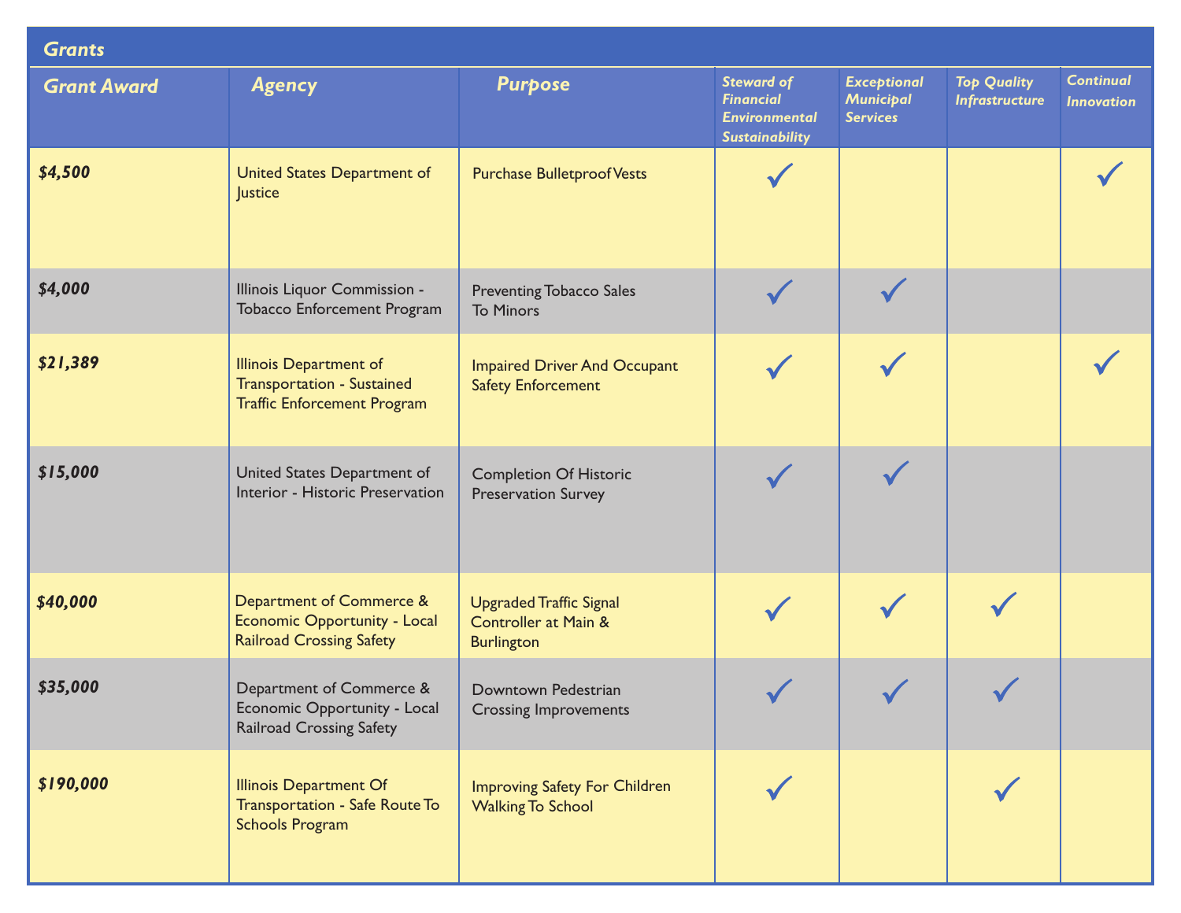## Grants

| Grant Award | Agency | Purpose | Steward of Financial Environmental Sustainability | Exceptional Municipal Services | Top Quality Infrastructure | Continual Innovation |
|---|---|---|---|---|---|---|
| $4,500 | United States Department of Justice | Purchase Bulletproof Vests | ✓ | | | ✓ |
| $4,000 | Illinois Liquor Commission - Tobacco Enforcement Program | Preventing Tobacco Sales To Minors | ✓ | ✓ | | |
| $21,389 | Illinois Department of Transportation - Sustained Traffic Enforcement Program | Impaired Driver And Occupant Safety Enforcement | ✓ | ✓ | | ✓ |
| $15,000 | United States Department of Interior - Historic Preservation | Completion Of Historic Preservation Survey | ✓ | ✓ | | |
| $40,000 | Department of Commerce & Economic Opportunity - Local Railroad Crossing Safety | Upgraded Traffic Signal Controller at Main & Burlington | ✓ | ✓ | ✓ | |
| $35,000 | Department of Commerce & Economic Opportunity - Local Railroad Crossing Safety | Downtown Pedestrian Crossing Improvements | ✓ | ✓ | ✓ | |
| $190,000 | Illinois Department Of Transportation - Safe Route To Schools Program | Improving Safety For Children Walking To School | ✓ | | ✓ | |